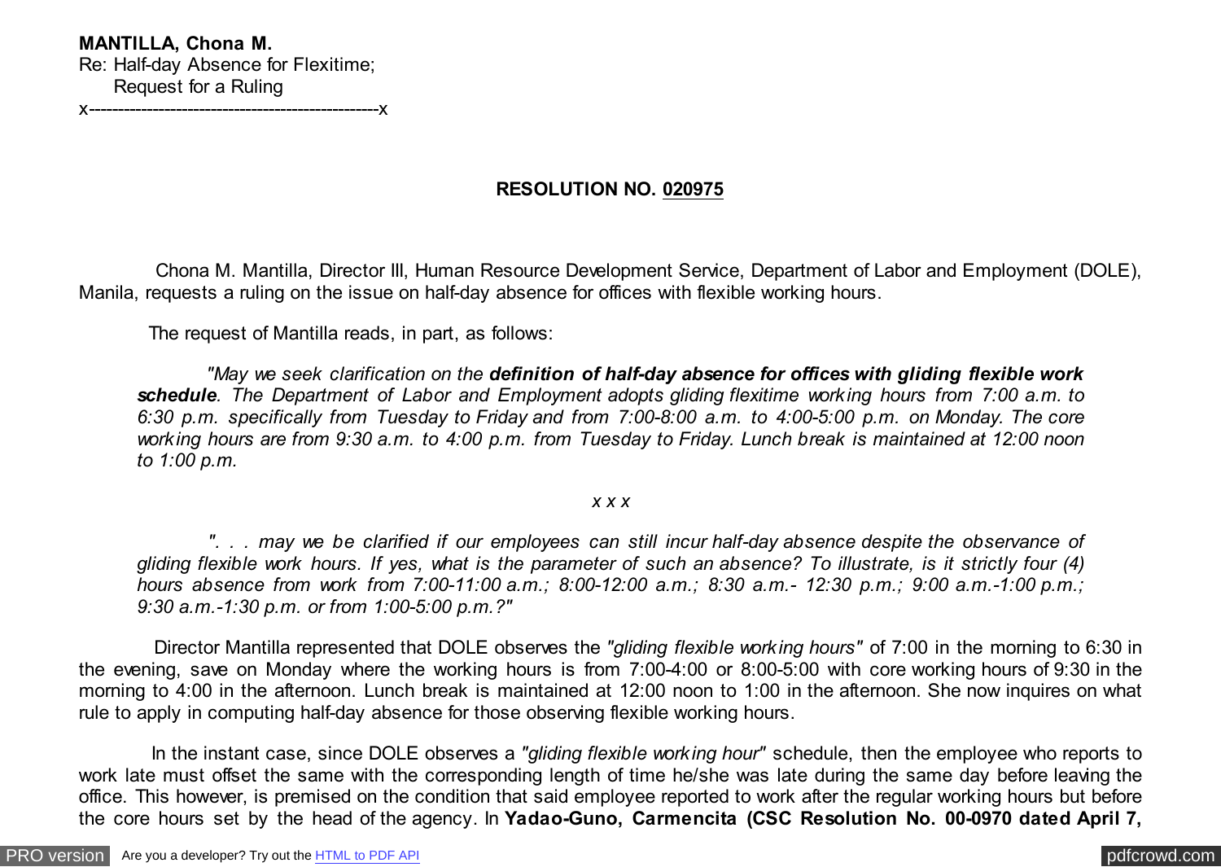**MANTILLA, Chona M.**
Re: Half-day Absence for Flexitime;
Request for a Ruling
x---------------------------------------------------x

**RESOLUTION NO. 020975**

Chona M. Mantilla, Director III, Human Resource Development Service, Department of Labor and Employment (DOLE), Manila, requests a ruling on the issue on half-day absence for offices with flexible working hours.

The request of Mantilla reads, in part, as follows:

> *"May we seek clarification on the* ***definition of half-day absence for offices with gliding flexible work schedule****. The Department of Labor and Employment adopts gliding flexitime working hours from 7:00 a.m. to 6:30 p.m. specifically from Tuesday to Friday and from 7:00-8:00 a.m. to 4:00-5:00 p.m. on Monday. The core working hours are from 9:30 a.m. to 4:00 p.m. from Tuesday to Friday. Lunch break is maintained at 12:00 noon to 1:00 p.m.*
>
> *x x x*
>
> *". . . may we be clarified if our employees can still incur half-day absence despite the observance of gliding flexible work hours. If yes, what is the parameter of such an absence? To illustrate, is it strictly four (4) hours absence from work from 7:00-11:00 a.m.; 8:00-12:00 a.m.; 8:30 a.m.- 12:30 p.m.; 9:00 a.m.-1:00 p.m.; 9:30 a.m.-1:30 p.m. or from 1:00-5:00 p.m.?"*

Director Mantilla represented that DOLE observes the *"gliding flexible working hours"* of 7:00 in the morning to 6:30 in the evening, save on Monday where the working hours is from 7:00-4:00 or 8:00-5:00 with core working hours of 9:30 in the morning to 4:00 in the afternoon. Lunch break is maintained at 12:00 noon to 1:00 in the afternoon. She now inquires on what rule to apply in computing half-day absence for those observing flexible working hours.

In the instant case, since DOLE observes a *"gliding flexible working hour"* schedule, then the employee who reports to work late must offset the same with the corresponding length of time he/she was late during the same day before leaving the office. This however, is premised on the condition that said employee reported to work after the regular working hours but before the core hours set by the head of the agency. In **Yadao-Guno, Carmencita (CSC Resolution No. 00-0970 dated April 7,**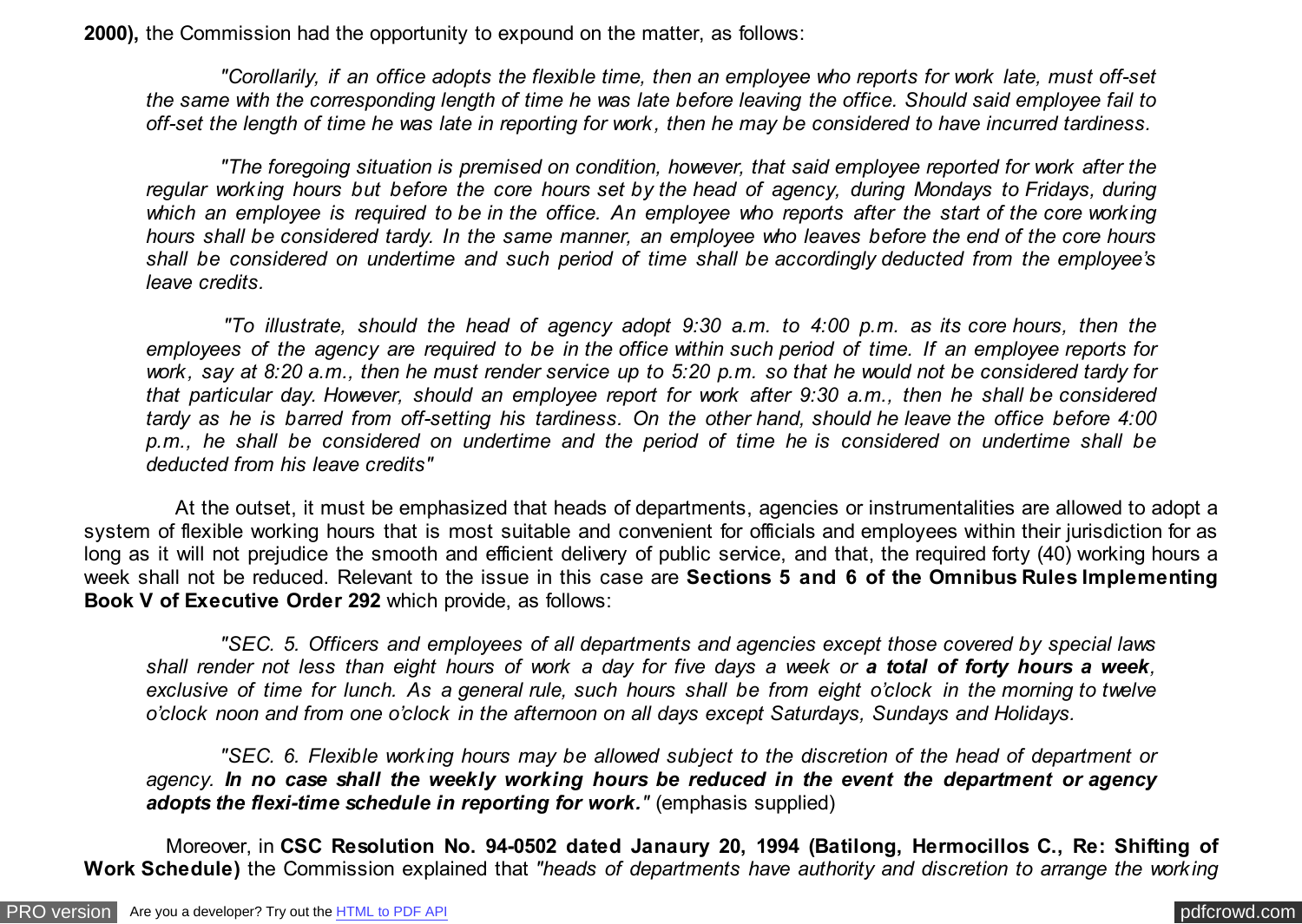**2000),** the Commission had the opportunity to expound on the matter, as follows:

> *"Corollarily, if an office adopts the flexible time, then an employee who reports for work late, must off-set the same with the corresponding length of time he was late before leaving the office. Should said employee fail to off-set the length of time he was late in reporting for work, then he may be considered to have incurred tardiness.*
>
> *"The foregoing situation is premised on condition, however, that said employee reported for work after the regular working hours but before the core hours set by the head of agency, during Mondays to Fridays, during which an employee is required to be in the office. An employee who reports after the start of the core working hours shall be considered tardy. In the same manner, an employee who leaves before the end of the core hours shall be considered on undertime and such period of time shall be accordingly deducted from the employee's leave credits.*
>
> *"To illustrate, should the head of agency adopt 9:30 a.m. to 4:00 p.m. as its core hours, then the employees of the agency are required to be in the office within such period of time. If an employee reports for work, say at 8:20 a.m., then he must render service up to 5:20 p.m. so that he would not be considered tardy for that particular day. However, should an employee report for work after 9:30 a.m., then he shall be considered tardy as he is barred from off-setting his tardiness. On the other hand, should he leave the office before 4:00 p.m., he shall be considered on undertime and the period of time he is considered on undertime shall be deducted from his leave credits"*

At the outset, it must be emphasized that heads of departments, agencies or instrumentalities are allowed to adopt a system of flexible working hours that is most suitable and convenient for officials and employees within their jurisdiction for as long as it will not prejudice the smooth and efficient delivery of public service, and that, the required forty (40) working hours a week shall not be reduced. Relevant to the issue in this case are **Sections 5 and 6 of the Omnibus Rules Implementing Book V of Executive Order 292** which provide, as follows:

> *"SEC. 5. Officers and employees of all departments and agencies except those covered by special laws shall render not less than eight hours of work a day for five days a week or* ***a total of forty hours a week****, exclusive of time for lunch. As a general rule, such hours shall be from eight o'clock in the morning to twelve o'clock noon and from one o'clock in the afternoon on all days except Saturdays, Sundays and Holidays.*
>
> *"SEC. 6. Flexible working hours may be allowed subject to the discretion of the head of department or agency.* ***In no case shall the weekly working hours be reduced in the event the department or agency adopts the flexi-time schedule in reporting for work."*** (emphasis supplied)

Moreover, in **CSC Resolution No. 94-0502 dated Janaury 20, 1994 (Batilong, Hermocillos C., Re: Shifting of Work Schedule)** the Commission explained that *"heads of departments have authority and discretion to arrange the working*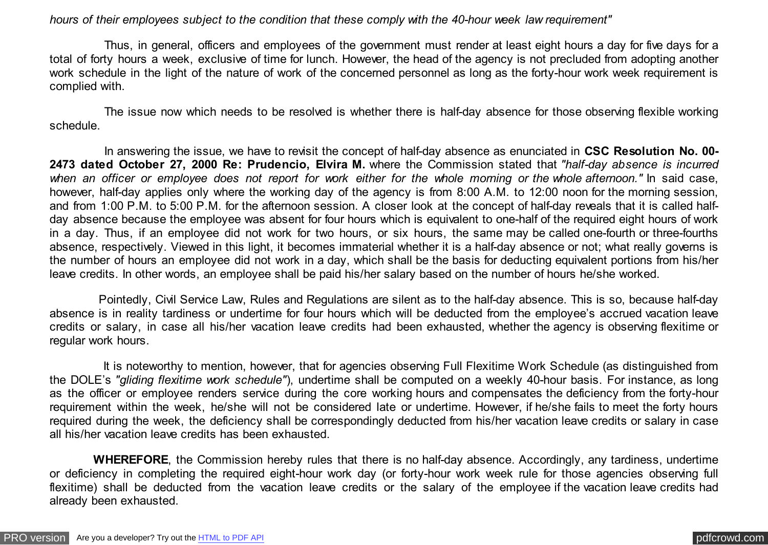*hours of their employees subject to the condition that these comply with the 40-hour week law requirement"*

Thus, in general, officers and employees of the government must render at least eight hours a day for five days for a total of forty hours a week, exclusive of time for lunch. However, the head of the agency is not precluded from adopting another work schedule in the light of the nature of work of the concerned personnel as long as the forty-hour work week requirement is complied with.

The issue now which needs to be resolved is whether there is half-day absence for those observing flexible working schedule.

In answering the issue, we have to revisit the concept of half-day absence as enunciated in **CSC Resolution No. 00-2473 dated October 27, 2000 Re: Prudencio, Elvira M.** where the Commission stated that *"half-day absence is incurred when an officer or employee does not report for work either for the whole morning or the whole afternoon."* In said case, however, half-day applies only where the working day of the agency is from 8:00 A.M. to 12:00 noon for the morning session, and from 1:00 P.M. to 5:00 P.M. for the afternoon session. A closer look at the concept of half-day reveals that it is called half-day absence because the employee was absent for four hours which is equivalent to one-half of the required eight hours of work in a day. Thus, if an employee did not work for two hours, or six hours, the same may be called one-fourth or three-fourths absence, respectively. Viewed in this light, it becomes immaterial whether it is a half-day absence or not; what really governs is the number of hours an employee did not work in a day, which shall be the basis for deducting equivalent portions from his/her leave credits. In other words, an employee shall be paid his/her salary based on the number of hours he/she worked.

Pointedly, Civil Service Law, Rules and Regulations are silent as to the half-day absence. This is so, because half-day absence is in reality tardiness or undertime for four hours which will be deducted from the employee's accrued vacation leave credits or salary, in case all his/her vacation leave credits had been exhausted, whether the agency is observing flexitime or regular work hours.

It is noteworthy to mention, however, that for agencies observing Full Flexitime Work Schedule (as distinguished from the DOLE's *"gliding flexitime work schedule"*), undertime shall be computed on a weekly 40-hour basis. For instance, as long as the officer or employee renders service during the core working hours and compensates the deficiency from the forty-hour requirement within the week, he/she will not be considered late or undertime. However, if he/she fails to meet the forty hours required during the week, the deficiency shall be correspondingly deducted from his/her vacation leave credits or salary in case all his/her vacation leave credits has been exhausted.

**WHEREFORE**, the Commission hereby rules that there is no half-day absence. Accordingly, any tardiness, undertime or deficiency in completing the required eight-hour work day (or forty-hour work week rule for those agencies observing full flexitime) shall be deducted from the vacation leave credits or the salary of the employee if the vacation leave credits had already been exhausted.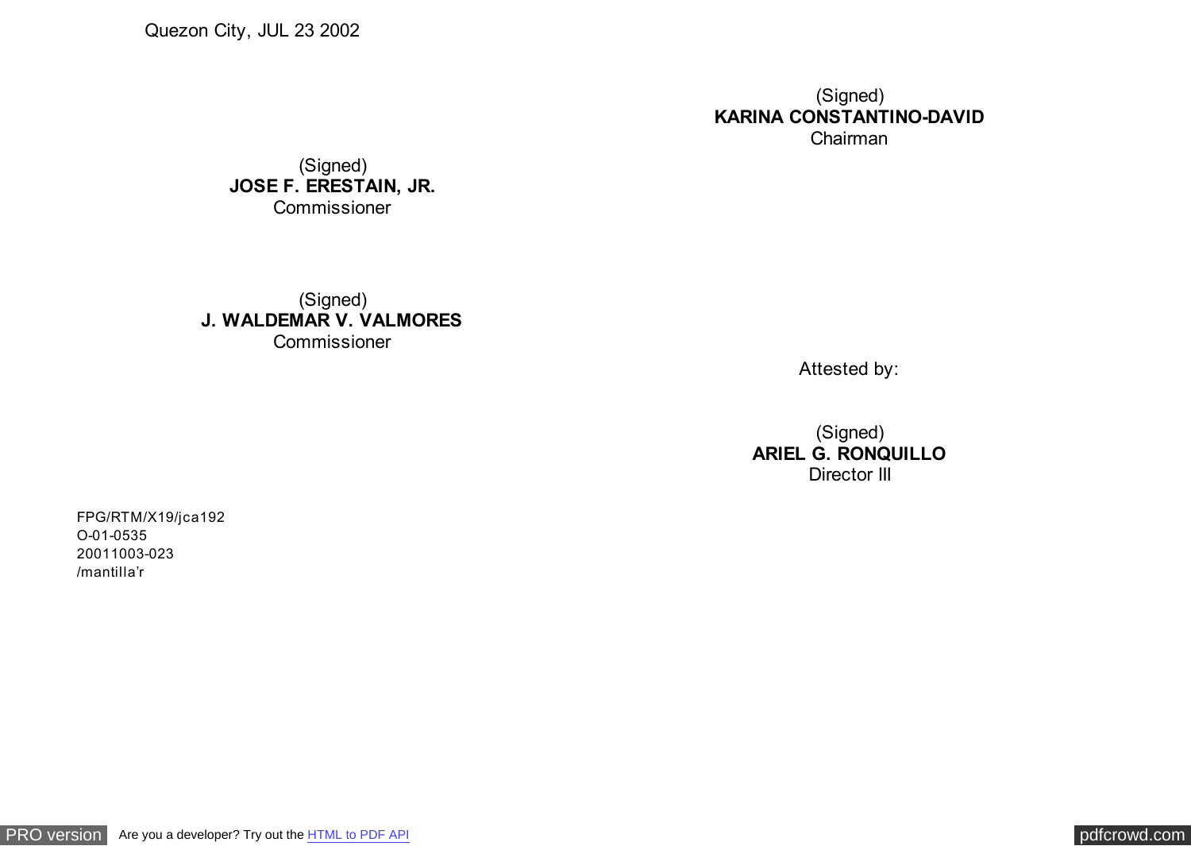Quezon City, JUL 23 2002

(Signed)
**KARINA CONSTANTINO-DAVID**
Chairman

(Signed)
**JOSE F. ERESTAIN, JR.**
Commissioner

(Signed)
**J. WALDEMAR V. VALMORES**
Commissioner

Attested by:

(Signed)
**ARIEL G. RONQUILLO**
Director III

FPG/RTM/X19/jca192
O-01-0535
20011003-023
/mantilla'r